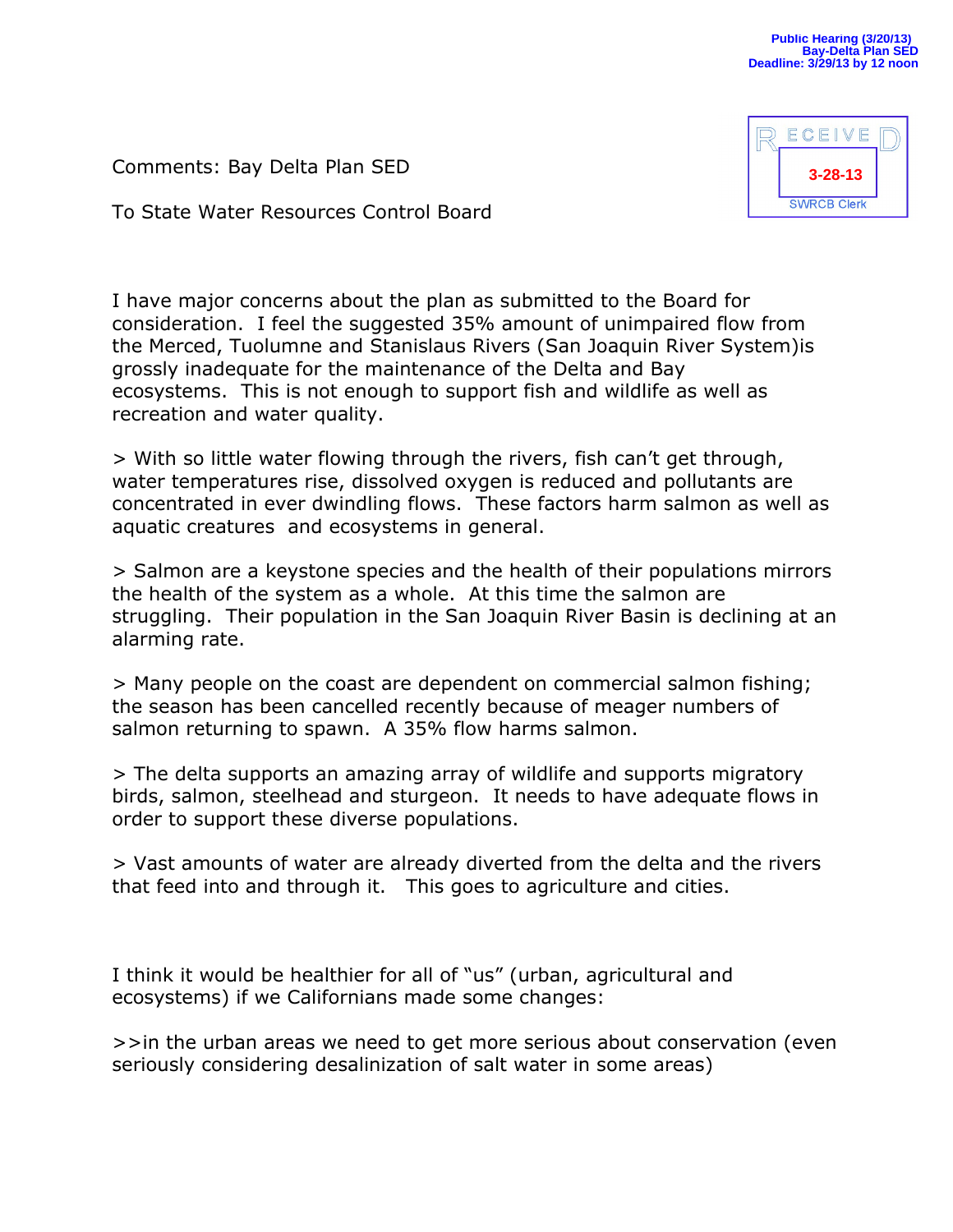Public Hearing (3/20/13)
Bay-Delta Plan SED
Deadline: 3/29/13 by 12 noon

RECEIVED
3-28-13
SWRCB Clerk

Comments: Bay Delta Plan SED

To State Water Resources Control Board

I have major concerns about the plan as submitted to the Board for consideration. I feel the suggested 35% amount of unimpaired flow from the Merced, Tuolumne and Stanislaus Rivers (San Joaquin River System)is grossly inadequate for the maintenance of the Delta and Bay ecosystems. This is not enough to support fish and wildlife as well as recreation and water quality.

> With so little water flowing through the rivers, fish can't get through, water temperatures rise, dissolved oxygen is reduced and pollutants are concentrated in ever dwindling flows. These factors harm salmon as well as aquatic creatures and ecosystems in general.

> Salmon are a keystone species and the health of their populations mirrors the health of the system as a whole. At this time the salmon are struggling. Their population in the San Joaquin River Basin is declining at an alarming rate.

> Many people on the coast are dependent on commercial salmon fishing; the season has been cancelled recently because of meager numbers of salmon returning to spawn. A 35% flow harms salmon.

> The delta supports an amazing array of wildlife and supports migratory birds, salmon, steelhead and sturgeon. It needs to have adequate flows in order to support these diverse populations.

> Vast amounts of water are already diverted from the delta and the rivers that feed into and through it. This goes to agriculture and cities.

I think it would be healthier for all of "us" (urban, agricultural and ecosystems) if we Californians made some changes:

>>in the urban areas we need to get more serious about conservation (even seriously considering desalinization of salt water in some areas)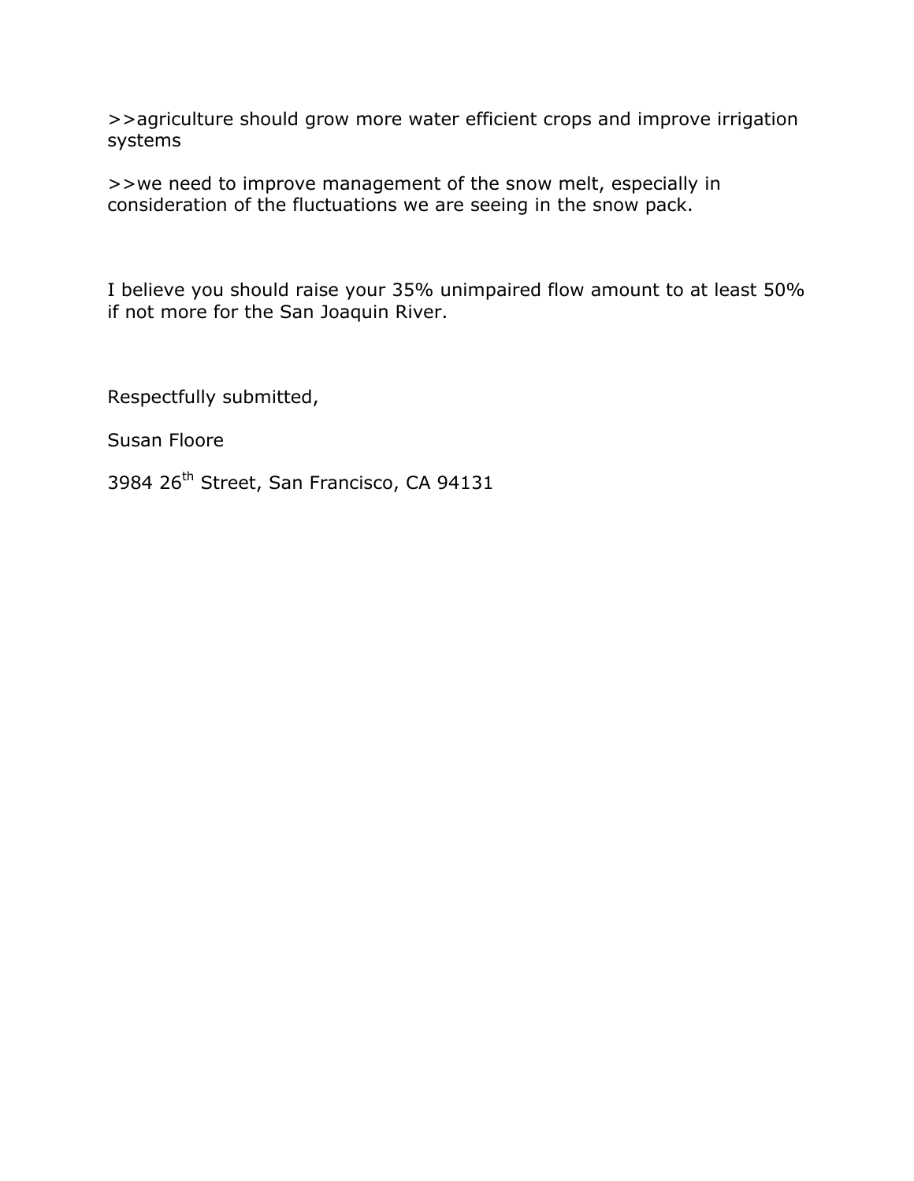>>agriculture should grow more water efficient crops and improve irrigation systems

>>we need to improve management of the snow melt, especially in consideration of the fluctuations we are seeing in the snow pack.

I believe you should raise your 35% unimpaired flow amount to at least 50% if not more for the San Joaquin River.

Respectfully submitted,

Susan Floore

3984 26th Street, San Francisco, CA 94131